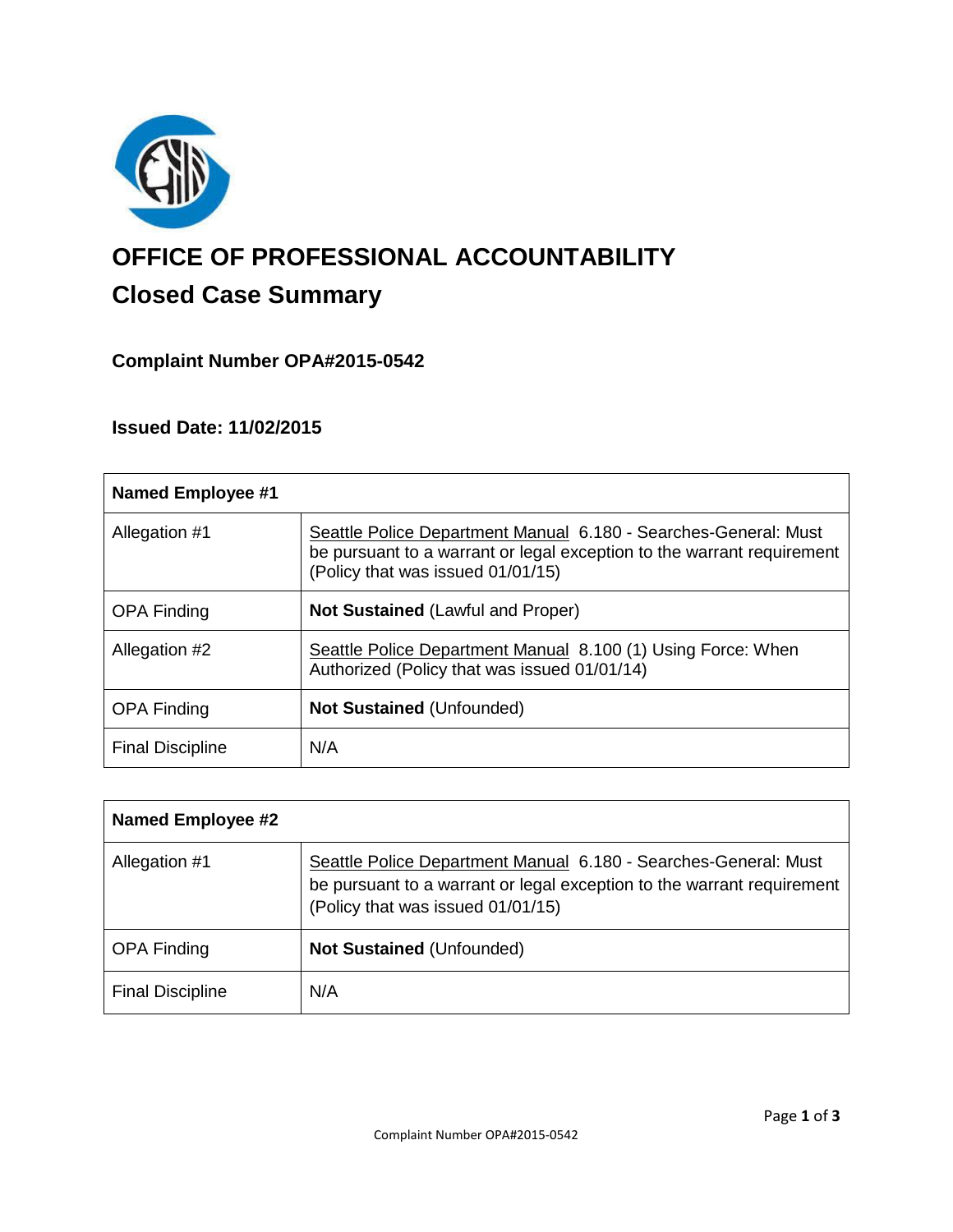# OFFICE OF PROFESSIONAL ACCOUNTABILITY

## Closed Case Summary

### Complaint Number OPA#2015-0542

### Issued Date: 11/02/2015

| Named Employee #1 | |
|---|---|
| Allegation #1 | Seattle Police Department Manual 6.180 - Searches-General: Must be pursuant to a warrant or legal exception to the warrant requirement (Policy that was issued 01/01/15) |
| OPA Finding | **Not Sustained** (Lawful and Proper) |
| Allegation #2 | Seattle Police Department Manual 8.100 (1) Using Force: When Authorized (Policy that was issued 01/01/14) |
| OPA Finding | **Not Sustained** (Unfounded) |
| Final Discipline | N/A |

| Named Employee #2 | |
|---|---|
| Allegation #1 | Seattle Police Department Manual 6.180 - Searches-General: Must be pursuant to a warrant or legal exception to the warrant requirement (Policy that was issued 01/01/15) |
| OPA Finding | **Not Sustained** (Unfounded) |
| Final Discipline | N/A |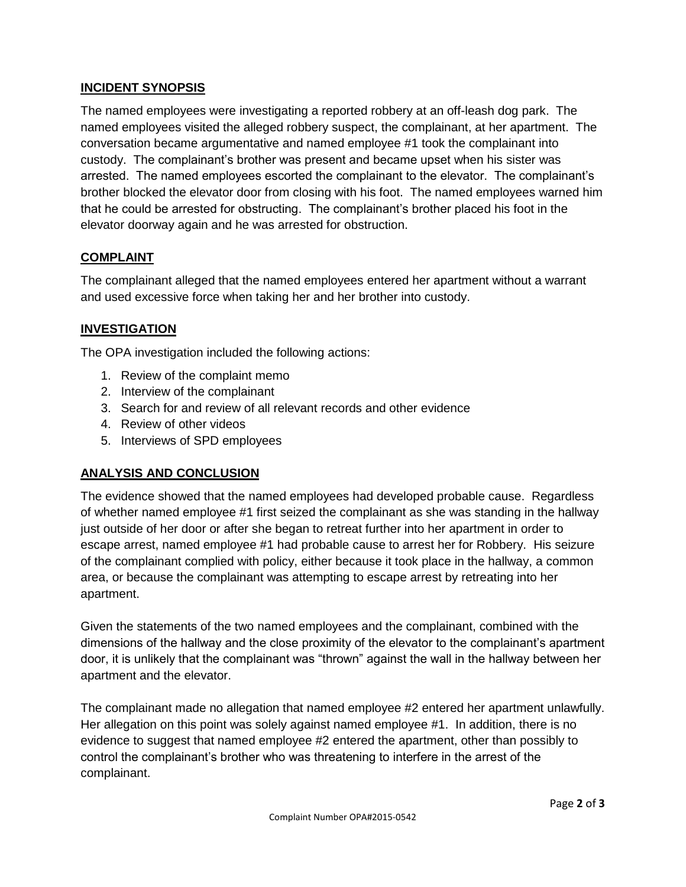## INCIDENT SYNOPSIS

The named employees were investigating a reported robbery at an off-leash dog park. The named employees visited the alleged robbery suspect, the complainant, at her apartment. The conversation became argumentative and named employee #1 took the complainant into custody. The complainant's brother was present and became upset when his sister was arrested. The named employees escorted the complainant to the elevator. The complainant's brother blocked the elevator door from closing with his foot. The named employees warned him that he could be arrested for obstructing. The complainant's brother placed his foot in the elevator doorway again and he was arrested for obstruction.

## COMPLAINT

The complainant alleged that the named employees entered her apartment without a warrant and used excessive force when taking her and her brother into custody.

## INVESTIGATION

The OPA investigation included the following actions:

1. Review of the complaint memo
2. Interview of the complainant
3. Search for and review of all relevant records and other evidence
4. Review of other videos
5. Interviews of SPD employees

## ANALYSIS AND CONCLUSION

The evidence showed that the named employees had developed probable cause. Regardless of whether named employee #1 first seized the complainant as she was standing in the hallway just outside of her door or after she began to retreat further into her apartment in order to escape arrest, named employee #1 had probable cause to arrest her for Robbery. His seizure of the complainant complied with policy, either because it took place in the hallway, a common area, or because the complainant was attempting to escape arrest by retreating into her apartment.

Given the statements of the two named employees and the complainant, combined with the dimensions of the hallway and the close proximity of the elevator to the complainant's apartment door, it is unlikely that the complainant was "thrown" against the wall in the hallway between her apartment and the elevator.

The complainant made no allegation that named employee #2 entered her apartment unlawfully. Her allegation on this point was solely against named employee #1. In addition, there is no evidence to suggest that named employee #2 entered the apartment, other than possibly to control the complainant's brother who was threatening to interfere in the arrest of the complainant.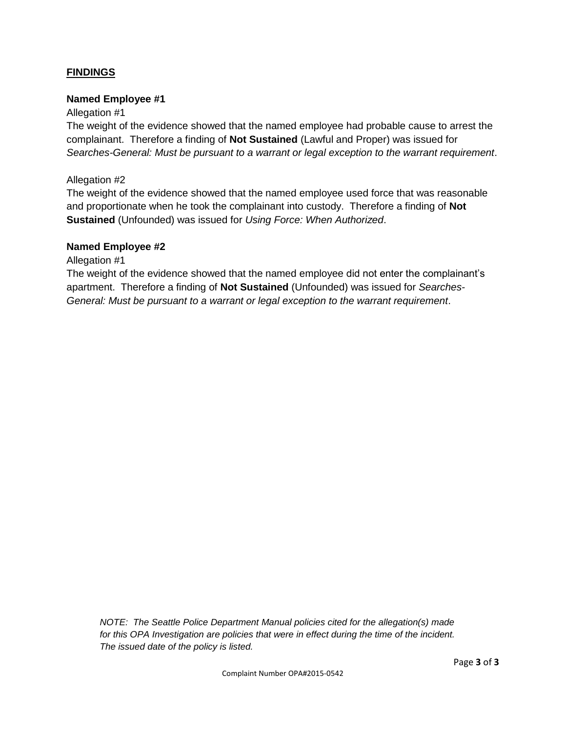## **FINDINGS**

**Named Employee #1**

Allegation #1

The weight of the evidence showed that the named employee had probable cause to arrest the complainant. Therefore a finding of **Not Sustained** (Lawful and Proper) was issued for *Searches-General: Must be pursuant to a warrant or legal exception to the warrant requirement*.

Allegation #2

The weight of the evidence showed that the named employee used force that was reasonable and proportionate when he took the complainant into custody. Therefore a finding of **Not Sustained** (Unfounded) was issued for *Using Force: When Authorized*.

**Named Employee #2**

Allegation #1

The weight of the evidence showed that the named employee did not enter the complainant's apartment. Therefore a finding of **Not Sustained** (Unfounded) was issued for *Searches-General: Must be pursuant to a warrant or legal exception to the warrant requirement*.

*NOTE: The Seattle Police Department Manual policies cited for the allegation(s) made for this OPA Investigation are policies that were in effect during the time of the incident. The issued date of the policy is listed.*

Complaint Number OPA#2015-0542